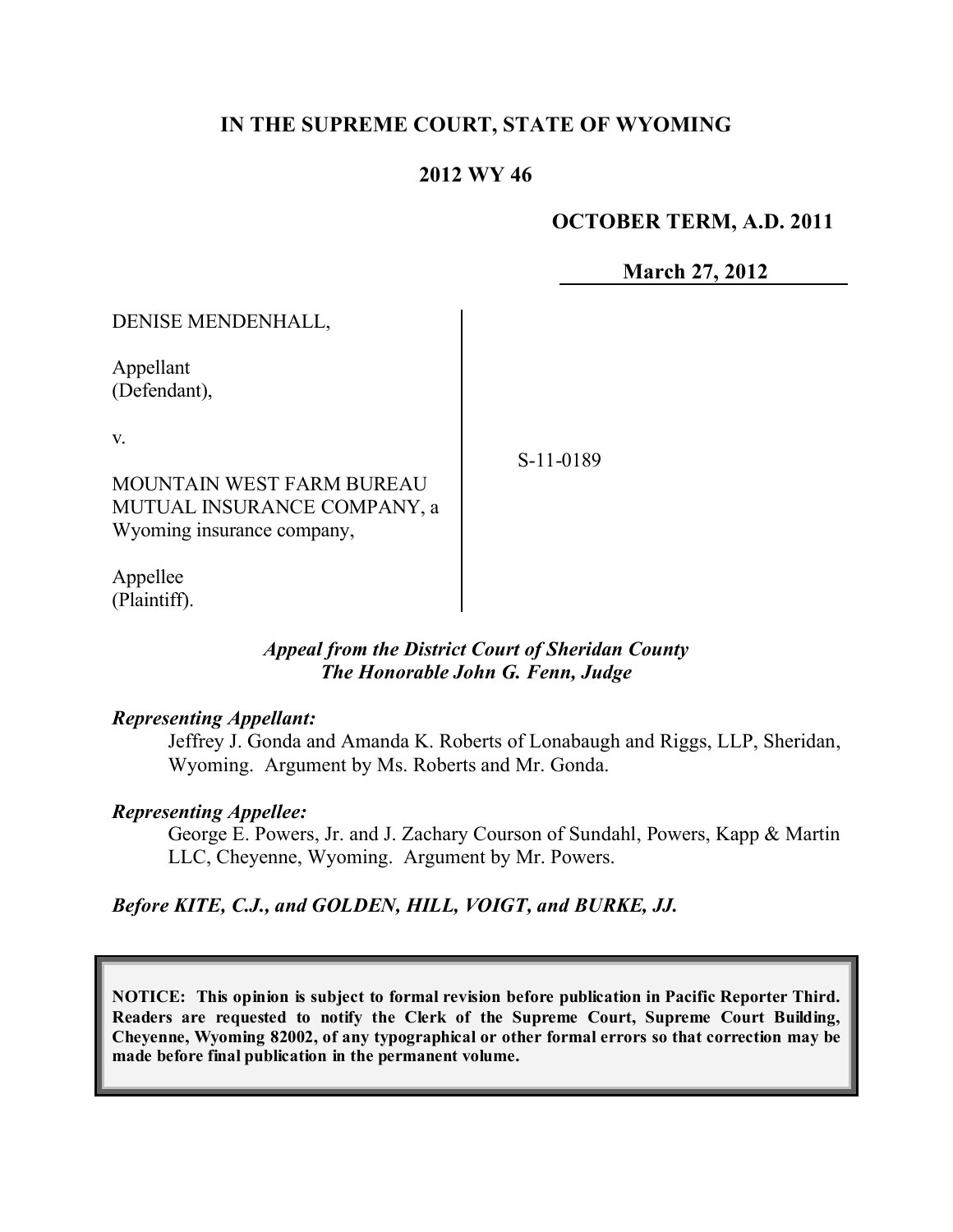**IN THE SUPREME COURT, STATE OF WYOMING**

**2012 WY 46**

**OCTOBER TERM, A.D. 2011**

**March 27, 2012**

DENISE MENDENHALL,

Appellant
(Defendant),

v.

MOUNTAIN WEST FARM BUREAU MUTUAL INSURANCE COMPANY, a Wyoming insurance company,

Appellee
(Plaintiff).

S-11-0189

***Appeal from the District Court of Sheridan County***
***The Honorable John G. Fenn, Judge***

***Representing Appellant:***

Jeffrey J. Gonda and Amanda K. Roberts of Lonabaugh and Riggs, LLP, Sheridan, Wyoming. Argument by Ms. Roberts and Mr. Gonda.

***Representing Appellee:***

George E. Powers, Jr. and J. Zachary Courson of Sundahl, Powers, Kapp & Martin LLC, Cheyenne, Wyoming. Argument by Mr. Powers.

***Before KITE, C.J., and GOLDEN, HILL, VOIGT, and BURKE, JJ.***

**NOTICE: This opinion is subject to formal revision before publication in Pacific Reporter Third. Readers are requested to notify the Clerk of the Supreme Court, Supreme Court Building, Cheyenne, Wyoming 82002, of any typographical or other formal errors so that correction may be made before final publication in the permanent volume.**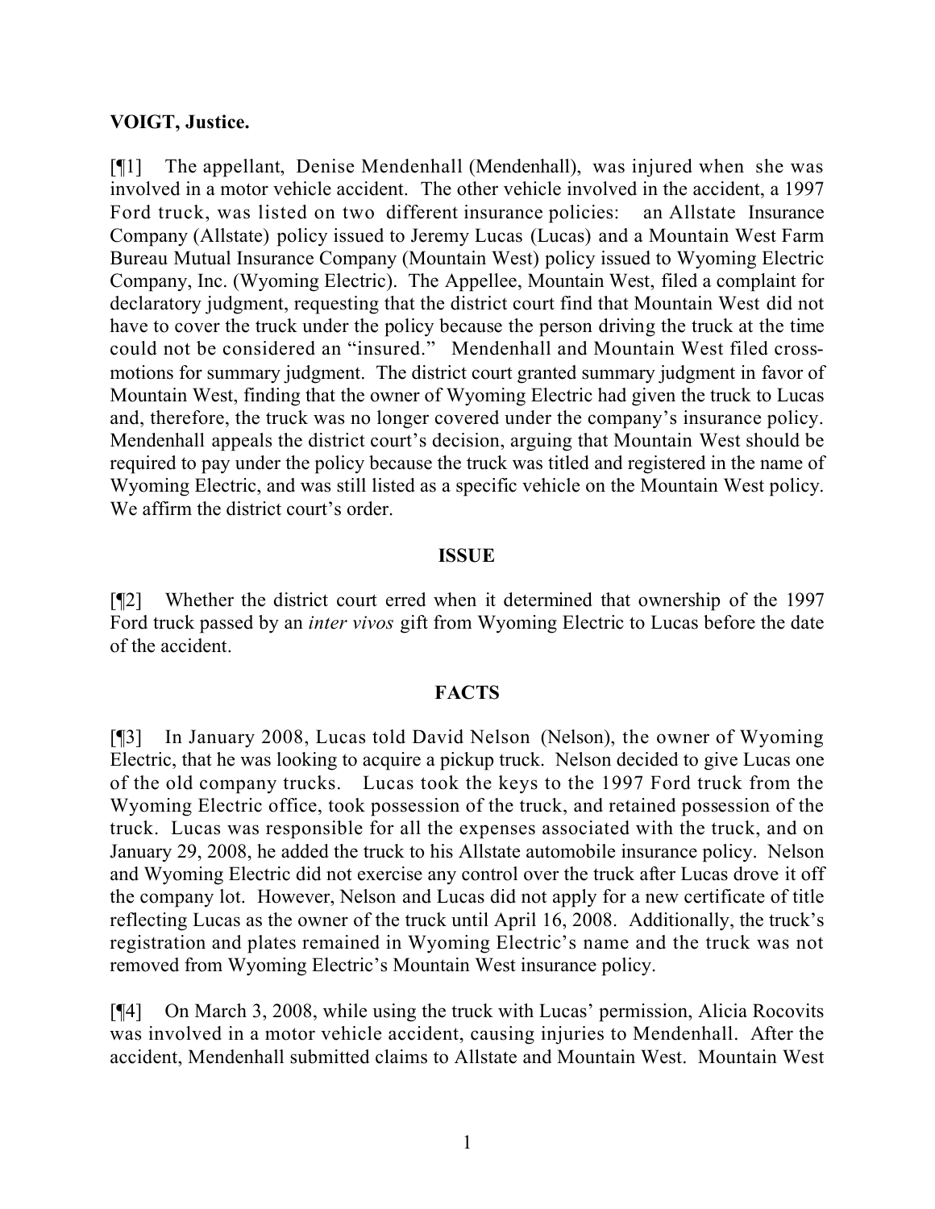**VOIGT, Justice.**

[¶1] The appellant, Denise Mendenhall (Mendenhall), was injured when she was involved in a motor vehicle accident. The other vehicle involved in the accident, a 1997 Ford truck, was listed on two different insurance policies: an Allstate Insurance Company (Allstate) policy issued to Jeremy Lucas (Lucas) and a Mountain West Farm Bureau Mutual Insurance Company (Mountain West) policy issued to Wyoming Electric Company, Inc. (Wyoming Electric). The Appellee, Mountain West, filed a complaint for declaratory judgment, requesting that the district court find that Mountain West did not have to cover the truck under the policy because the person driving the truck at the time could not be considered an "insured." Mendenhall and Mountain West filed cross-motions for summary judgment. The district court granted summary judgment in favor of Mountain West, finding that the owner of Wyoming Electric had given the truck to Lucas and, therefore, the truck was no longer covered under the company's insurance policy. Mendenhall appeals the district court's decision, arguing that Mountain West should be required to pay under the policy because the truck was titled and registered in the name of Wyoming Electric, and was still listed as a specific vehicle on the Mountain West policy. We affirm the district court's order.

## ISSUE

[¶2] Whether the district court erred when it determined that ownership of the 1997 Ford truck passed by an *inter vivos* gift from Wyoming Electric to Lucas before the date of the accident.

## FACTS

[¶3] In January 2008, Lucas told David Nelson (Nelson), the owner of Wyoming Electric, that he was looking to acquire a pickup truck. Nelson decided to give Lucas one of the old company trucks. Lucas took the keys to the 1997 Ford truck from the Wyoming Electric office, took possession of the truck, and retained possession of the truck. Lucas was responsible for all the expenses associated with the truck, and on January 29, 2008, he added the truck to his Allstate automobile insurance policy. Nelson and Wyoming Electric did not exercise any control over the truck after Lucas drove it off the company lot. However, Nelson and Lucas did not apply for a new certificate of title reflecting Lucas as the owner of the truck until April 16, 2008. Additionally, the truck's registration and plates remained in Wyoming Electric's name and the truck was not removed from Wyoming Electric's Mountain West insurance policy.

[¶4] On March 3, 2008, while using the truck with Lucas' permission, Alicia Rocovits was involved in a motor vehicle accident, causing injuries to Mendenhall. After the accident, Mendenhall submitted claims to Allstate and Mountain West. Mountain West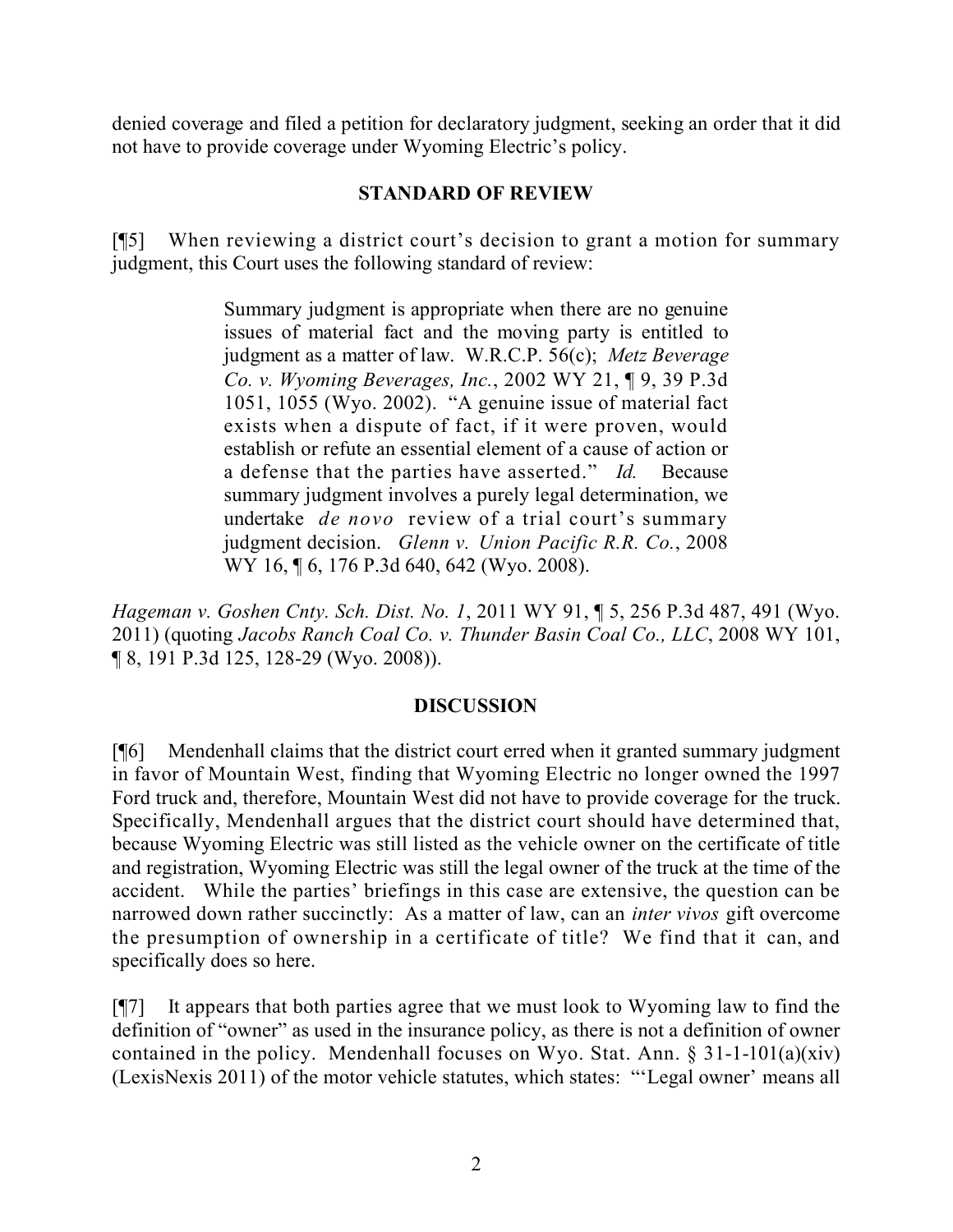denied coverage and filed a petition for declaratory judgment, seeking an order that it did not have to provide coverage under Wyoming Electric's policy.

## STANDARD OF REVIEW

[¶5] When reviewing a district court's decision to grant a motion for summary judgment, this Court uses the following standard of review:

> Summary judgment is appropriate when there are no genuine issues of material fact and the moving party is entitled to judgment as a matter of law. W.R.C.P. 56(c); *Metz Beverage Co. v. Wyoming Beverages, Inc.*, 2002 WY 21, ¶ 9, 39 P.3d 1051, 1055 (Wyo. 2002). "A genuine issue of material fact exists when a dispute of fact, if it were proven, would establish or refute an essential element of a cause of action or a defense that the parties have asserted." *Id.* Because summary judgment involves a purely legal determination, we undertake *de novo* review of a trial court's summary judgment decision. *Glenn v. Union Pacific R.R. Co.*, 2008 WY 16, ¶ 6, 176 P.3d 640, 642 (Wyo. 2008).

*Hageman v. Goshen Cnty. Sch. Dist. No. 1*, 2011 WY 91, ¶ 5, 256 P.3d 487, 491 (Wyo. 2011) (quoting *Jacobs Ranch Coal Co. v. Thunder Basin Coal Co., LLC*, 2008 WY 101, ¶ 8, 191 P.3d 125, 128-29 (Wyo. 2008)).

## DISCUSSION

[¶6] Mendenhall claims that the district court erred when it granted summary judgment in favor of Mountain West, finding that Wyoming Electric no longer owned the 1997 Ford truck and, therefore, Mountain West did not have to provide coverage for the truck. Specifically, Mendenhall argues that the district court should have determined that, because Wyoming Electric was still listed as the vehicle owner on the certificate of title and registration, Wyoming Electric was still the legal owner of the truck at the time of the accident. While the parties' briefings in this case are extensive, the question can be narrowed down rather succinctly: As a matter of law, can an *inter vivos* gift overcome the presumption of ownership in a certificate of title? We find that it can, and specifically does so here.

[¶7] It appears that both parties agree that we must look to Wyoming law to find the definition of "owner" as used in the insurance policy, as there is not a definition of owner contained in the policy. Mendenhall focuses on Wyo. Stat. Ann. § 31-1-101(a)(xiv) (LexisNexis 2011) of the motor vehicle statutes, which states: "'Legal owner' means all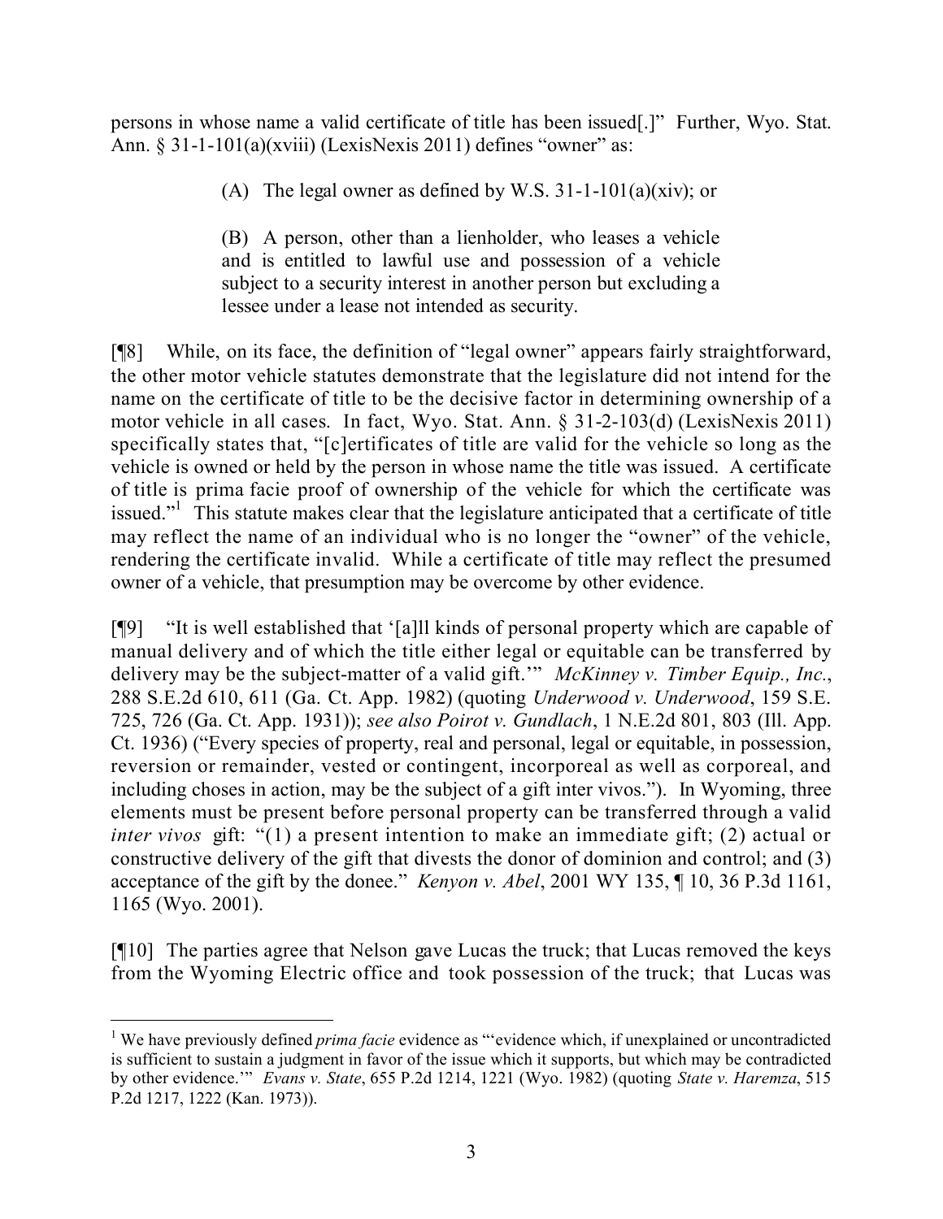persons in whose name a valid certificate of title has been issued[.]" Further, Wyo. Stat. Ann. § 31-1-101(a)(xviii) (LexisNexis 2011) defines "owner" as:

> (A) The legal owner as defined by W.S. 31-1-101(a)(xiv); or
>
> (B) A person, other than a lienholder, who leases a vehicle and is entitled to lawful use and possession of a vehicle subject to a security interest in another person but excluding a lessee under a lease not intended as security.

[¶8] While, on its face, the definition of "legal owner" appears fairly straightforward, the other motor vehicle statutes demonstrate that the legislature did not intend for the name on the certificate of title to be the decisive factor in determining ownership of a motor vehicle in all cases. In fact, Wyo. Stat. Ann. § 31-2-103(d) (LexisNexis 2011) specifically states that, "[c]ertificates of title are valid for the vehicle so long as the vehicle is owned or held by the person in whose name the title was issued. A certificate of title is prima facie proof of ownership of the vehicle for which the certificate was issued."[1] This statute makes clear that the legislature anticipated that a certificate of title may reflect the name of an individual who is no longer the "owner" of the vehicle, rendering the certificate invalid. While a certificate of title may reflect the presumed owner of a vehicle, that presumption may be overcome by other evidence.

[¶9] "It is well established that '[a]ll kinds of personal property which are capable of manual delivery and of which the title either legal or equitable can be transferred by delivery may be the subject-matter of a valid gift.'" *McKinney v. Timber Equip., Inc.*, 288 S.E.2d 610, 611 (Ga. Ct. App. 1982) (quoting *Underwood v. Underwood*, 159 S.E. 725, 726 (Ga. Ct. App. 1931)); *see also Poirot v. Gundlach*, 1 N.E.2d 801, 803 (Ill. App. Ct. 1936) ("Every species of property, real and personal, legal or equitable, in possession, reversion or remainder, vested or contingent, incorporeal as well as corporeal, and including choses in action, may be the subject of a gift inter vivos."). In Wyoming, three elements must be present before personal property can be transferred through a valid *inter vivos* gift: "(1) a present intention to make an immediate gift; (2) actual or constructive delivery of the gift that divests the donor of dominion and control; and (3) acceptance of the gift by the donee." *Kenyon v. Abel*, 2001 WY 135, ¶ 10, 36 P.3d 1161, 1165 (Wyo. 2001).

[¶10] The parties agree that Nelson gave Lucas the truck; that Lucas removed the keys from the Wyoming Electric office and took possession of the truck; that Lucas was

---

[1] We have previously defined *prima facie* evidence as "'evidence which, if unexplained or uncontradicted is sufficient to sustain a judgment in favor of the issue which it supports, but which may be contradicted by other evidence.'" *Evans v. State*, 655 P.2d 1214, 1221 (Wyo. 1982) (quoting *State v. Haremza*, 515 P.2d 1217, 1222 (Kan. 1973)).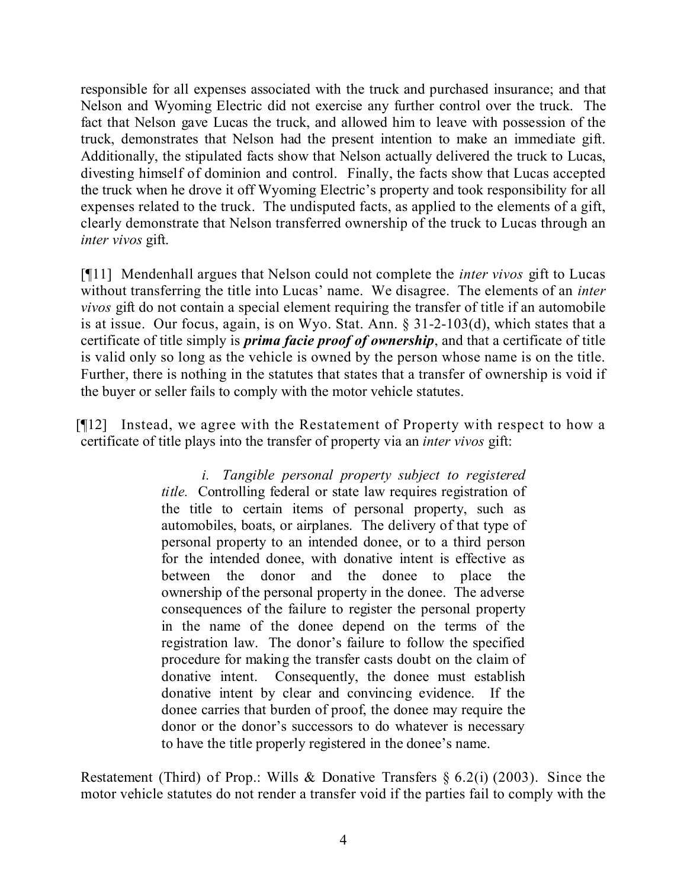responsible for all expenses associated with the truck and purchased insurance; and that Nelson and Wyoming Electric did not exercise any further control over the truck. The fact that Nelson gave Lucas the truck, and allowed him to leave with possession of the truck, demonstrates that Nelson had the present intention to make an immediate gift. Additionally, the stipulated facts show that Nelson actually delivered the truck to Lucas, divesting himself of dominion and control. Finally, the facts show that Lucas accepted the truck when he drove it off Wyoming Electric's property and took responsibility for all expenses related to the truck. The undisputed facts, as applied to the elements of a gift, clearly demonstrate that Nelson transferred ownership of the truck to Lucas through an *inter vivos* gift.

[¶11] Mendenhall argues that Nelson could not complete the *inter vivos* gift to Lucas without transferring the title into Lucas' name. We disagree. The elements of an *inter vivos* gift do not contain a special element requiring the transfer of title if an automobile is at issue. Our focus, again, is on Wyo. Stat. Ann. § 31-2-103(d), which states that a certificate of title simply is ***prima facie proof of ownership***, and that a certificate of title is valid only so long as the vehicle is owned by the person whose name is on the title. Further, there is nothing in the statutes that states that a transfer of ownership is void if the buyer or seller fails to comply with the motor vehicle statutes.

[¶12] Instead, we agree with the Restatement of Property with respect to how a certificate of title plays into the transfer of property via an *inter vivos* gift:

> *i. Tangible personal property subject to registered title.* Controlling federal or state law requires registration of the title to certain items of personal property, such as automobiles, boats, or airplanes. The delivery of that type of personal property to an intended donee, or to a third person for the intended donee, with donative intent is effective as between the donor and the donee to place the ownership of the personal property in the donee. The adverse consequences of the failure to register the personal property in the name of the donee depend on the terms of the registration law. The donor's failure to follow the specified procedure for making the transfer casts doubt on the claim of donative intent. Consequently, the donee must establish donative intent by clear and convincing evidence. If the donee carries that burden of proof, the donee may require the donor or the donor's successors to do whatever is necessary to have the title properly registered in the donee's name.

Restatement (Third) of Prop.: Wills & Donative Transfers § 6.2(i) (2003). Since the motor vehicle statutes do not render a transfer void if the parties fail to comply with the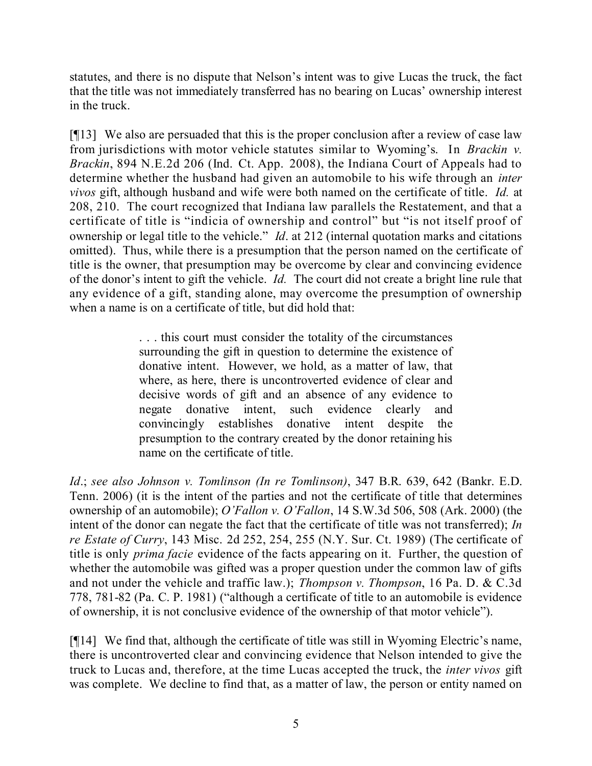statutes, and there is no dispute that Nelson's intent was to give Lucas the truck, the fact that the title was not immediately transferred has no bearing on Lucas' ownership interest in the truck.

[¶13] We also are persuaded that this is the proper conclusion after a review of case law from jurisdictions with motor vehicle statutes similar to Wyoming's. In *Brackin v. Brackin*, 894 N.E.2d 206 (Ind. Ct. App. 2008), the Indiana Court of Appeals had to determine whether the husband had given an automobile to his wife through an *inter vivos* gift, although husband and wife were both named on the certificate of title. *Id.* at 208, 210. The court recognized that Indiana law parallels the Restatement, and that a certificate of title is "indicia of ownership and control" but "is not itself proof of ownership or legal title to the vehicle." *Id*. at 212 (internal quotation marks and citations omitted). Thus, while there is a presumption that the person named on the certificate of title is the owner, that presumption may be overcome by clear and convincing evidence of the donor's intent to gift the vehicle. *Id.* The court did not create a bright line rule that any evidence of a gift, standing alone, may overcome the presumption of ownership when a name is on a certificate of title, but did hold that:

> . . . this court must consider the totality of the circumstances surrounding the gift in question to determine the existence of donative intent. However, we hold, as a matter of law, that where, as here, there is uncontroverted evidence of clear and decisive words of gift and an absence of any evidence to negate donative intent, such evidence clearly and convincingly establishes donative intent despite the presumption to the contrary created by the donor retaining his name on the certificate of title.

*Id*.; *see also Johnson v. Tomlinson (In re Tomlinson)*, 347 B.R. 639, 642 (Bankr. E.D. Tenn. 2006) (it is the intent of the parties and not the certificate of title that determines ownership of an automobile); *O'Fallon v. O'Fallon*, 14 S.W.3d 506, 508 (Ark. 2000) (the intent of the donor can negate the fact that the certificate of title was not transferred); *In re Estate of Curry*, 143 Misc. 2d 252, 254, 255 (N.Y. Sur. Ct. 1989) (The certificate of title is only *prima facie* evidence of the facts appearing on it. Further, the question of whether the automobile was gifted was a proper question under the common law of gifts and not under the vehicle and traffic law.); *Thompson v. Thompson*, 16 Pa. D. & C.3d 778, 781-82 (Pa. C. P. 1981) ("although a certificate of title to an automobile is evidence of ownership, it is not conclusive evidence of the ownership of that motor vehicle").

[¶14] We find that, although the certificate of title was still in Wyoming Electric's name, there is uncontroverted clear and convincing evidence that Nelson intended to give the truck to Lucas and, therefore, at the time Lucas accepted the truck, the *inter vivos* gift was complete. We decline to find that, as a matter of law, the person or entity named on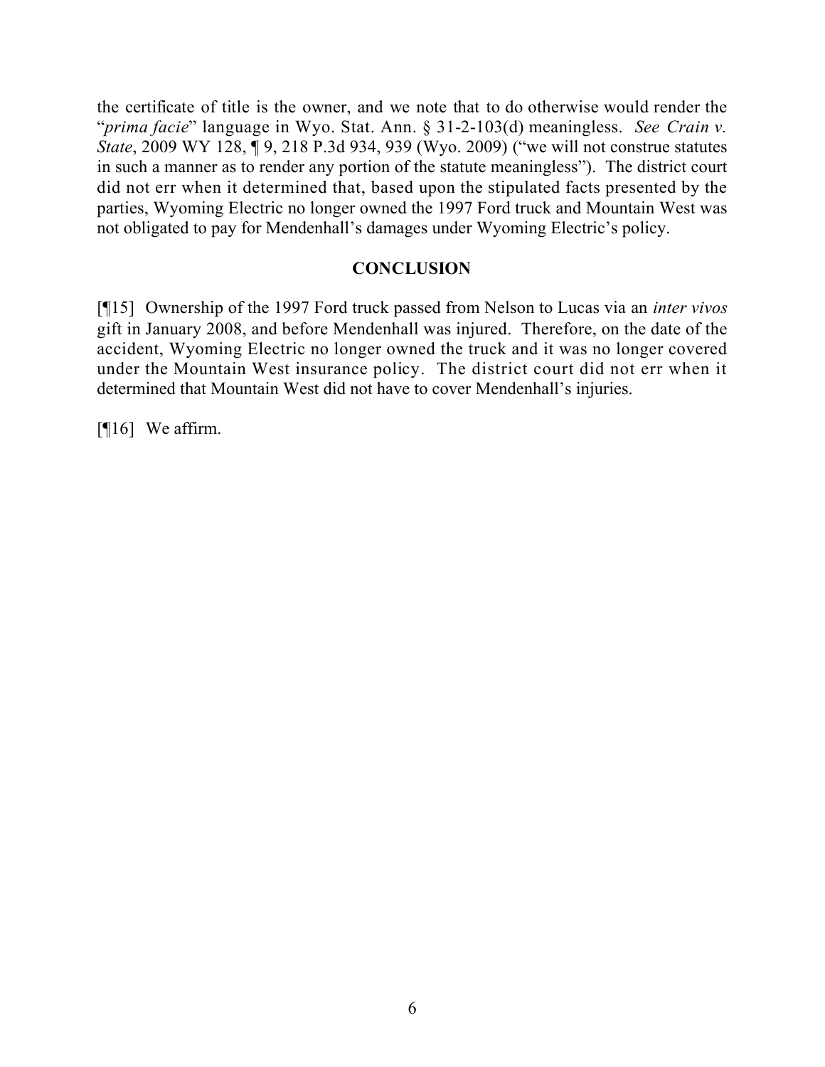the certificate of title is the owner, and we note that to do otherwise would render the "*prima facie*" language in Wyo. Stat. Ann. § 31-2-103(d) meaningless. *See Crain v. State*, 2009 WY 128, ¶ 9, 218 P.3d 934, 939 (Wyo. 2009) ("we will not construe statutes in such a manner as to render any portion of the statute meaningless"). The district court did not err when it determined that, based upon the stipulated facts presented by the parties, Wyoming Electric no longer owned the 1997 Ford truck and Mountain West was not obligated to pay for Mendenhall's damages under Wyoming Electric's policy.

## CONCLUSION

[¶15] Ownership of the 1997 Ford truck passed from Nelson to Lucas via an *inter vivos* gift in January 2008, and before Mendenhall was injured. Therefore, on the date of the accident, Wyoming Electric no longer owned the truck and it was no longer covered under the Mountain West insurance policy. The district court did not err when it determined that Mountain West did not have to cover Mendenhall's injuries.

[¶16] We affirm.